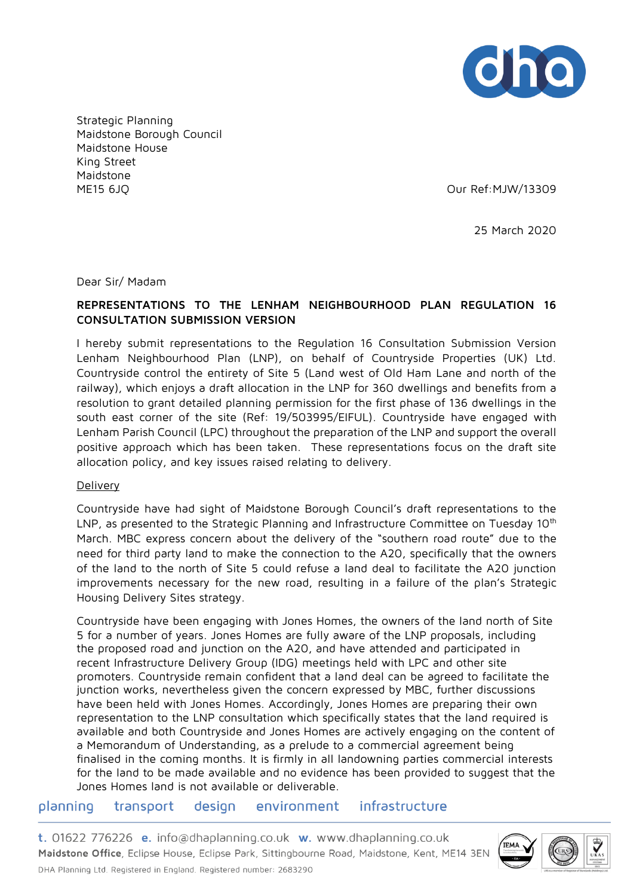Strategic Planning
Maidstone Borough Council
Maidstone House
King Street
Maidstone
ME15 6JQ

Our Ref:MJW/13309

25 March 2020

Dear Sir/ Madam

**REPRESENTATIONS TO THE LENHAM NEIGHBOURHOOD PLAN REGULATION 16 CONSULTATION SUBMISSION VERSION**

I hereby submit representations to the Regulation 16 Consultation Submission Version Lenham Neighbourhood Plan (LNP), on behalf of Countryside Properties (UK) Ltd. Countryside control the entirety of Site 5 (Land west of Old Ham Lane and north of the railway), which enjoys a draft allocation in the LNP for 360 dwellings and benefits from a resolution to grant detailed planning permission for the first phase of 136 dwellings in the south east corner of the site (Ref: 19/503995/EIFUL). Countryside have engaged with Lenham Parish Council (LPC) throughout the preparation of the LNP and support the overall positive approach which has been taken. These representations focus on the draft site allocation policy, and key issues raised relating to delivery.

<u>Delivery</u>

Countryside have had sight of Maidstone Borough Council's draft representations to the LNP, as presented to the Strategic Planning and Infrastructure Committee on Tuesday 10th March. MBC express concern about the delivery of the "southern road route" due to the need for third party land to make the connection to the A20, specifically that the owners of the land to the north of Site 5 could refuse a land deal to facilitate the A20 junction improvements necessary for the new road, resulting in a failure of the plan's Strategic Housing Delivery Sites strategy.

Countryside have been engaging with Jones Homes, the owners of the land north of Site 5 for a number of years. Jones Homes are fully aware of the LNP proposals, including the proposed road and junction on the A20, and have attended and participated in recent Infrastructure Delivery Group (IDG) meetings held with LPC and other site promoters. Countryside remain confident that a land deal can be agreed to facilitate the junction works, nevertheless given the concern expressed by MBC, further discussions have been held with Jones Homes. Accordingly, Jones Homes are preparing their own representation to the LNP consultation which specifically states that the land required is available and both Countryside and Jones Homes are actively engaging on the content of a Memorandum of Understanding, as a prelude to a commercial agreement being finalised in the coming months. It is firmly in all landowning parties commercial interests for the land to be made available and no evidence has been provided to suggest that the Jones Homes land is not available or deliverable.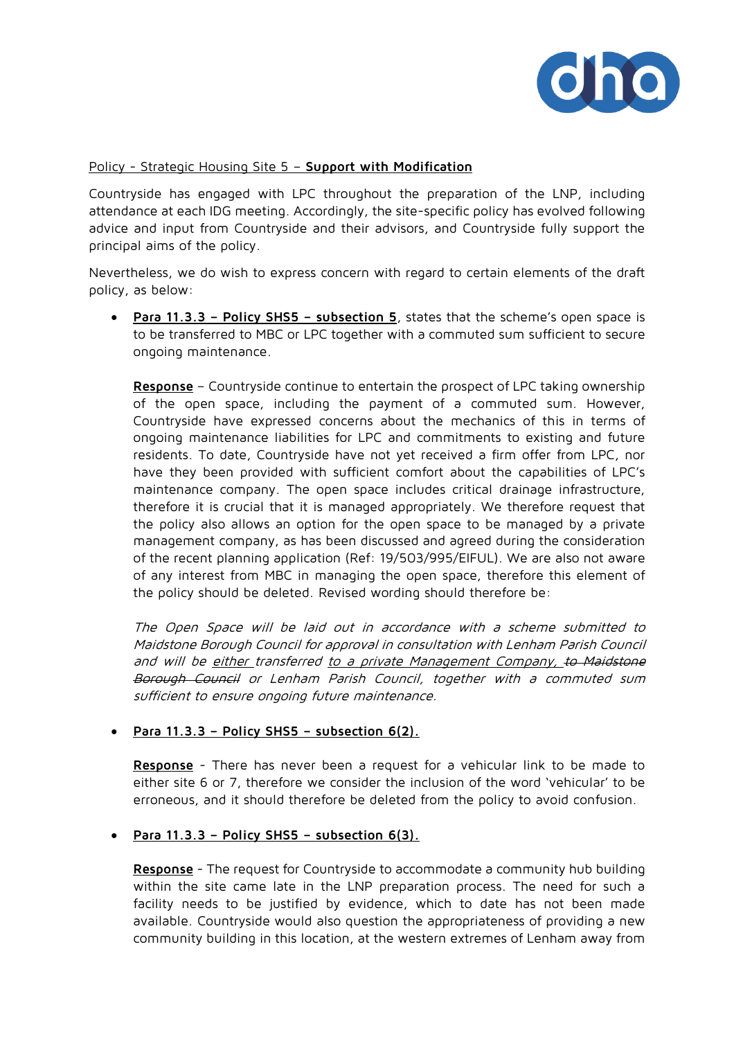Policy - Strategic Housing Site 5 – **Support with Modification**

Countryside has engaged with LPC throughout the preparation of the LNP, including attendance at each IDG meeting. Accordingly, the site-specific policy has evolved following advice and input from Countryside and their advisors, and Countryside fully support the principal aims of the policy.

Nevertheless, we do wish to express concern with regard to certain elements of the draft policy, as below:

- **Para 11.3.3 – Policy SHS5 – subsection 5**, states that the scheme's open space is to be transferred to MBC or LPC together with a commuted sum sufficient to secure ongoing maintenance.

  **Response** – Countryside continue to entertain the prospect of LPC taking ownership of the open space, including the payment of a commuted sum. However, Countryside have expressed concerns about the mechanics of this in terms of ongoing maintenance liabilities for LPC and commitments to existing and future residents. To date, Countryside have not yet received a firm offer from LPC, nor have they been provided with sufficient comfort about the capabilities of LPC's maintenance company. The open space includes critical drainage infrastructure, therefore it is crucial that it is managed appropriately. We therefore request that the policy also allows an option for the open space to be managed by a private management company, as has been discussed and agreed during the consideration of the recent planning application (Ref: 19/503/995/EIFUL). We are also not aware of any interest from MBC in managing the open space, therefore this element of the policy should be deleted. Revised wording should therefore be:

  *The Open Space will be laid out in accordance with a scheme submitted to Maidstone Borough Council for approval in consultation with Lenham Parish Council and will be either transferred to a private Management Company, ~~to Maidstone Borough Council~~ or Lenham Parish Council, together with a commuted sum sufficient to ensure ongoing future maintenance.*

- **Para 11.3.3 – Policy SHS5 – subsection 6(2).**

  **Response** - There has never been a request for a vehicular link to be made to either site 6 or 7, therefore we consider the inclusion of the word 'vehicular' to be erroneous, and it should therefore be deleted from the policy to avoid confusion.

- **Para 11.3.3 – Policy SHS5 – subsection 6(3).**

  **Response** - The request for Countryside to accommodate a community hub building within the site came late in the LNP preparation process. The need for such a facility needs to be justified by evidence, which to date has not been made available. Countryside would also question the appropriateness of providing a new community building in this location, at the western extremes of Lenham away from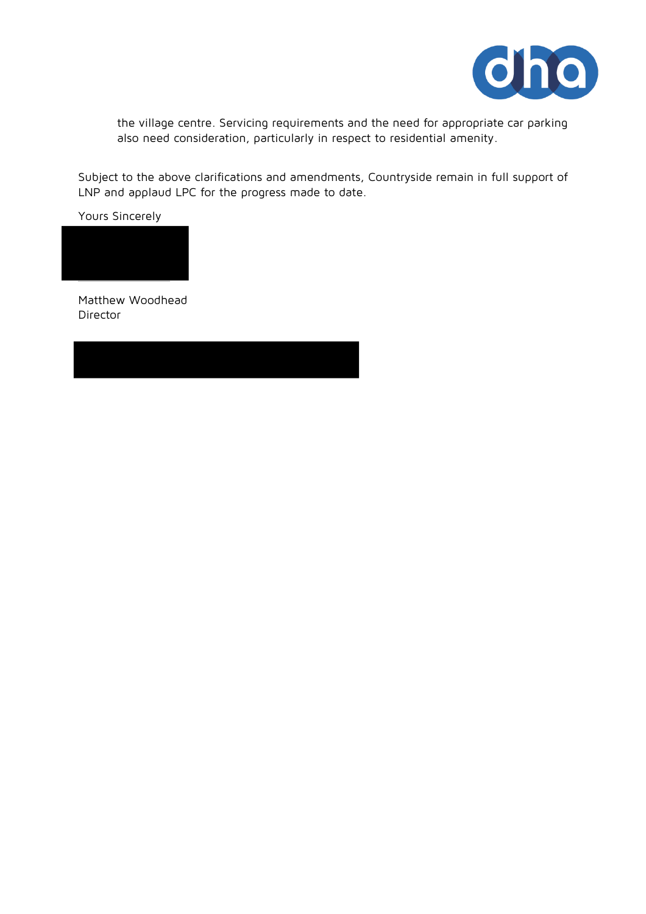the village centre. Servicing requirements and the need for appropriate car parking also need consideration, particularly in respect to residential amenity.

Subject to the above clarifications and amendments, Countryside remain in full support of LNP and applaud LPC for the progress made to date.

Yours Sincerely

Matthew Woodhead
Director